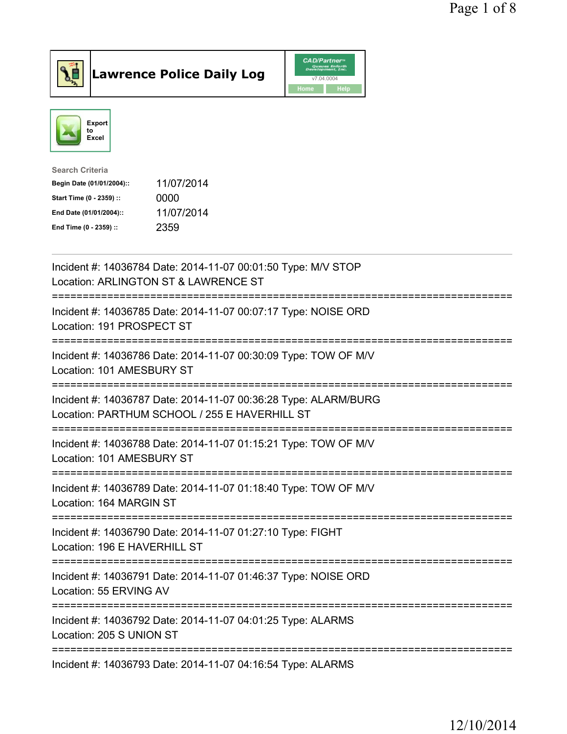# Lawrence Police Daily Log

Export to Excel

**Search Criteria**

| | |
|---|---|
| **Begin Date (01/01/2004)::** | 11/07/2014 |
| **Start Time (0 - 2359) ::** | 0000 |
| **End Date (01/01/2004)::** | 11/07/2014 |
| **End Time (0 - 2359) ::** | 2359 |

---

Incident #: 14036784 Date: 2014-11-07 00:01:50 Type: M/V STOP
Location: ARLINGTON ST & LAWRENCE ST

===========================================================================

Incident #: 14036785 Date: 2014-11-07 00:07:17 Type: NOISE ORD
Location: 191 PROSPECT ST

===========================================================================

Incident #: 14036786 Date: 2014-11-07 00:30:09 Type: TOW OF M/V
Location: 101 AMESBURY ST

===========================================================================

Incident #: 14036787 Date: 2014-11-07 00:36:28 Type: ALARM/BURG
Location: PARTHUM SCHOOL / 255 E HAVERHILL ST

===========================================================================

Incident #: 14036788 Date: 2014-11-07 01:15:21 Type: TOW OF M/V
Location: 101 AMESBURY ST

===========================================================================

Incident #: 14036789 Date: 2014-11-07 01:18:40 Type: TOW OF M/V
Location: 164 MARGIN ST

===========================================================================

Incident #: 14036790 Date: 2014-11-07 01:27:10 Type: FIGHT
Location: 196 E HAVERHILL ST

===========================================================================

Incident #: 14036791 Date: 2014-11-07 01:46:37 Type: NOISE ORD
Location: 55 ERVING AV

===========================================================================

Incident #: 14036792 Date: 2014-11-07 04:01:25 Type: ALARMS
Location: 205 S UNION ST

===========================================================================

Incident #: 14036793 Date: 2014-11-07 04:16:54 Type: ALARMS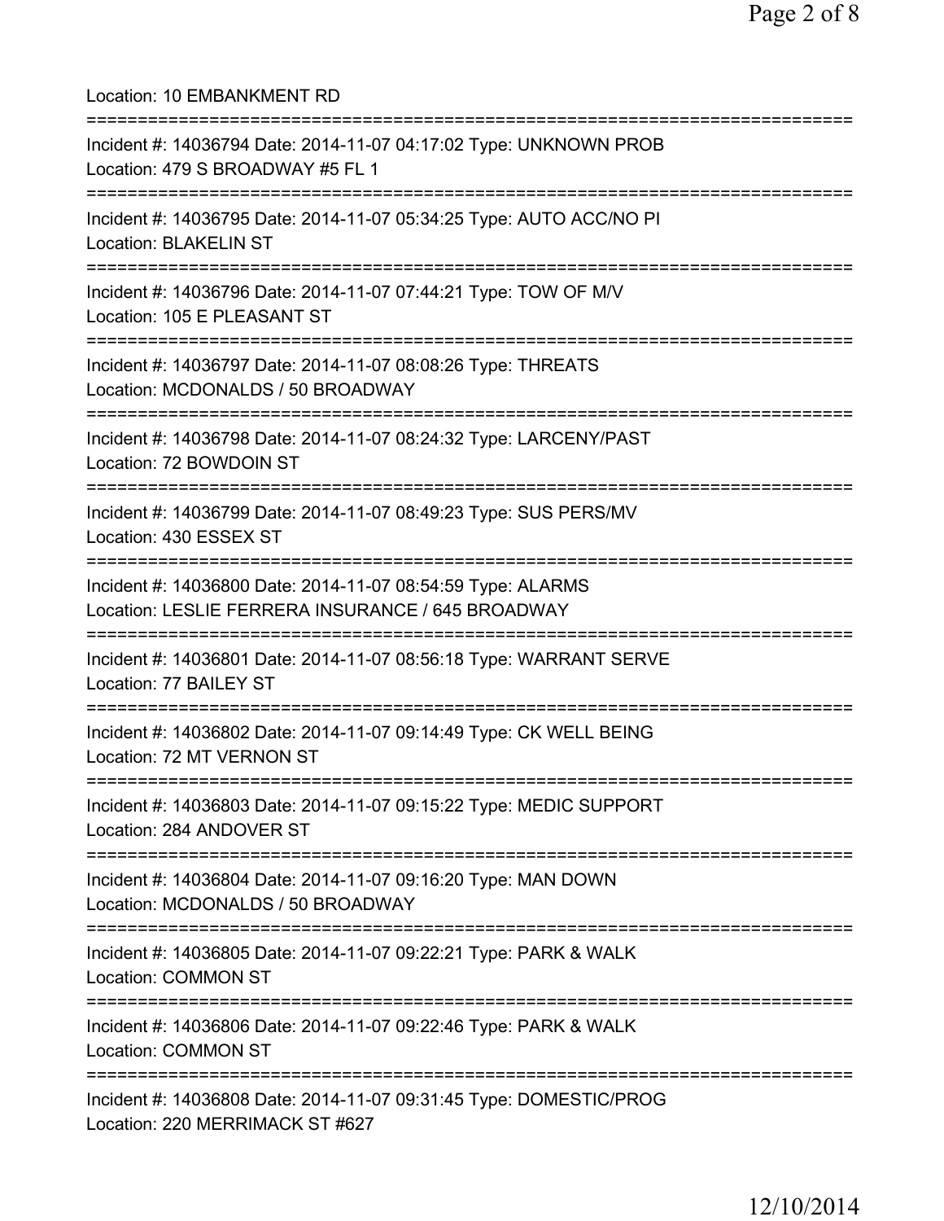Location: 10 EMBANKMENT RD

===========================================================================

Incident #: 14036794 Date: 2014-11-07 04:17:02 Type: UNKNOWN PROB
Location: 479 S BROADWAY #5 FL 1

===========================================================================

Incident #: 14036795 Date: 2014-11-07 05:34:25 Type: AUTO ACC/NO PI
Location: BLAKELIN ST

===========================================================================

Incident #: 14036796 Date: 2014-11-07 07:44:21 Type: TOW OF M/V
Location: 105 E PLEASANT ST

===========================================================================

Incident #: 14036797 Date: 2014-11-07 08:08:26 Type: THREATS
Location: MCDONALDS / 50 BROADWAY

===========================================================================

Incident #: 14036798 Date: 2014-11-07 08:24:32 Type: LARCENY/PAST
Location: 72 BOWDOIN ST

===========================================================================

Incident #: 14036799 Date: 2014-11-07 08:49:23 Type: SUS PERS/MV
Location: 430 ESSEX ST

===========================================================================

Incident #: 14036800 Date: 2014-11-07 08:54:59 Type: ALARMS
Location: LESLIE FERRERA INSURANCE / 645 BROADWAY

===========================================================================

Incident #: 14036801 Date: 2014-11-07 08:56:18 Type: WARRANT SERVE
Location: 77 BAILEY ST

===========================================================================

Incident #: 14036802 Date: 2014-11-07 09:14:49 Type: CK WELL BEING
Location: 72 MT VERNON ST

===========================================================================

Incident #: 14036803 Date: 2014-11-07 09:15:22 Type: MEDIC SUPPORT
Location: 284 ANDOVER ST

===========================================================================

Incident #: 14036804 Date: 2014-11-07 09:16:20 Type: MAN DOWN
Location: MCDONALDS / 50 BROADWAY

===========================================================================

Incident #: 14036805 Date: 2014-11-07 09:22:21 Type: PARK & WALK
Location: COMMON ST

===========================================================================

Incident #: 14036806 Date: 2014-11-07 09:22:46 Type: PARK & WALK
Location: COMMON ST

===========================================================================

Incident #: 14036808 Date: 2014-11-07 09:31:45 Type: DOMESTIC/PROG
Location: 220 MERRIMACK ST #627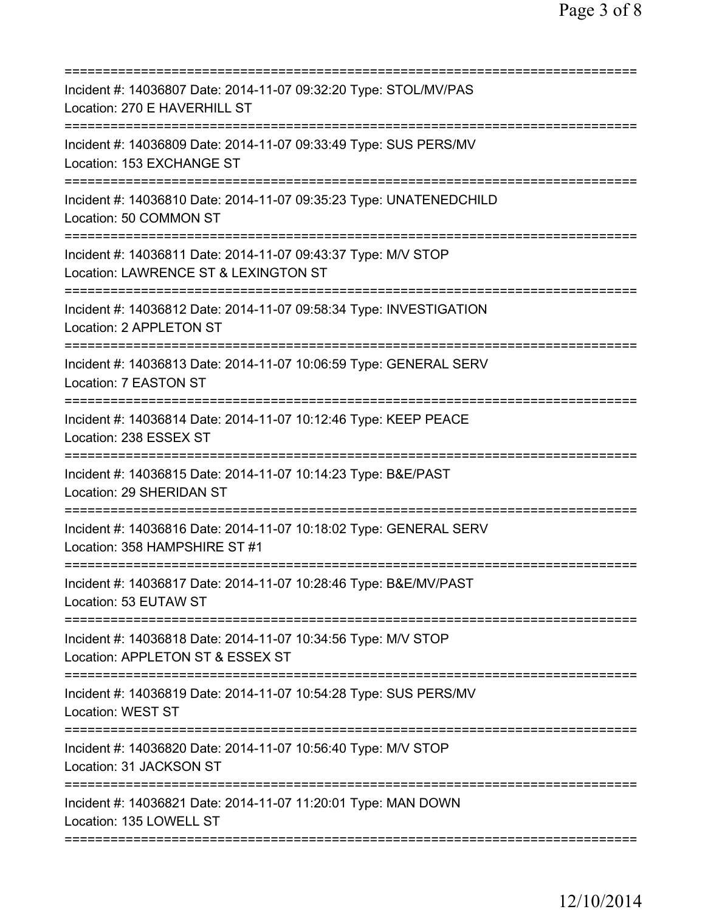===========================================================================
Incident #: 14036807 Date: 2014-11-07 09:32:20 Type: STOL/MV/PAS
Location: 270 E HAVERHILL ST
===========================================================================
Incident #: 14036809 Date: 2014-11-07 09:33:49 Type: SUS PERS/MV
Location: 153 EXCHANGE ST
===========================================================================
Incident #: 14036810 Date: 2014-11-07 09:35:23 Type: UNATENEDCHILD
Location: 50 COMMON ST
===========================================================================
Incident #: 14036811 Date: 2014-11-07 09:43:37 Type: M/V STOP
Location: LAWRENCE ST & LEXINGTON ST
===========================================================================
Incident #: 14036812 Date: 2014-11-07 09:58:34 Type: INVESTIGATION
Location: 2 APPLETON ST
===========================================================================
Incident #: 14036813 Date: 2014-11-07 10:06:59 Type: GENERAL SERV
Location: 7 EASTON ST
===========================================================================
Incident #: 14036814 Date: 2014-11-07 10:12:46 Type: KEEP PEACE
Location: 238 ESSEX ST
===========================================================================
Incident #: 14036815 Date: 2014-11-07 10:14:23 Type: B&E/PAST
Location: 29 SHERIDAN ST
===========================================================================
Incident #: 14036816 Date: 2014-11-07 10:18:02 Type: GENERAL SERV
Location: 358 HAMPSHIRE ST #1
===========================================================================
Incident #: 14036817 Date: 2014-11-07 10:28:46 Type: B&E/MV/PAST
Location: 53 EUTAW ST
===========================================================================
Incident #: 14036818 Date: 2014-11-07 10:34:56 Type: M/V STOP
Location: APPLETON ST & ESSEX ST
===========================================================================
Incident #: 14036819 Date: 2014-11-07 10:54:28 Type: SUS PERS/MV
Location: WEST ST
===========================================================================
Incident #: 14036820 Date: 2014-11-07 10:56:40 Type: M/V STOP
Location: 31 JACKSON ST
===========================================================================
Incident #: 14036821 Date: 2014-11-07 11:20:01 Type: MAN DOWN
Location: 135 LOWELL ST
===========================================================================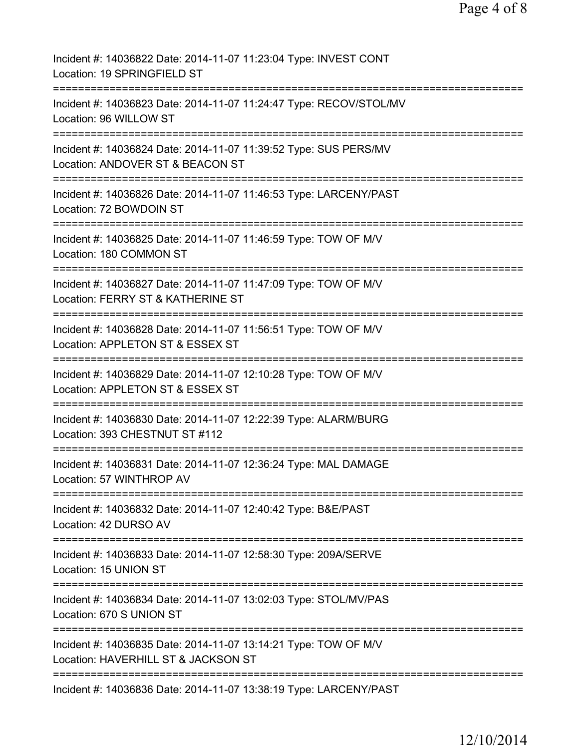Incident #: 14036822 Date: 2014-11-07 11:23:04 Type: INVEST CONT
Location: 19 SPRINGFIELD ST
===========================================================================
Incident #: 14036823 Date: 2014-11-07 11:24:47 Type: RECOV/STOL/MV
Location: 96 WILLOW ST
===========================================================================
Incident #: 14036824 Date: 2014-11-07 11:39:52 Type: SUS PERS/MV
Location: ANDOVER ST & BEACON ST
===========================================================================
Incident #: 14036826 Date: 2014-11-07 11:46:53 Type: LARCENY/PAST
Location: 72 BOWDOIN ST
===========================================================================
Incident #: 14036825 Date: 2014-11-07 11:46:59 Type: TOW OF M/V
Location: 180 COMMON ST
===========================================================================
Incident #: 14036827 Date: 2014-11-07 11:47:09 Type: TOW OF M/V
Location: FERRY ST & KATHERINE ST
===========================================================================
Incident #: 14036828 Date: 2014-11-07 11:56:51 Type: TOW OF M/V
Location: APPLETON ST & ESSEX ST
===========================================================================
Incident #: 14036829 Date: 2014-11-07 12:10:28 Type: TOW OF M/V
Location: APPLETON ST & ESSEX ST
===========================================================================
Incident #: 14036830 Date: 2014-11-07 12:22:39 Type: ALARM/BURG
Location: 393 CHESTNUT ST #112
===========================================================================
Incident #: 14036831 Date: 2014-11-07 12:36:24 Type: MAL DAMAGE
Location: 57 WINTHROP AV
===========================================================================
Incident #: 14036832 Date: 2014-11-07 12:40:42 Type: B&E/PAST
Location: 42 DURSO AV
===========================================================================
Incident #: 14036833 Date: 2014-11-07 12:58:30 Type: 209A/SERVE
Location: 15 UNION ST
===========================================================================
Incident #: 14036834 Date: 2014-11-07 13:02:03 Type: STOL/MV/PAS
Location: 670 S UNION ST
===========================================================================
Incident #: 14036835 Date: 2014-11-07 13:14:21 Type: TOW OF M/V
Location: HAVERHILL ST & JACKSON ST
===========================================================================
Incident #: 14036836 Date: 2014-11-07 13:38:19 Type: LARCENY/PAST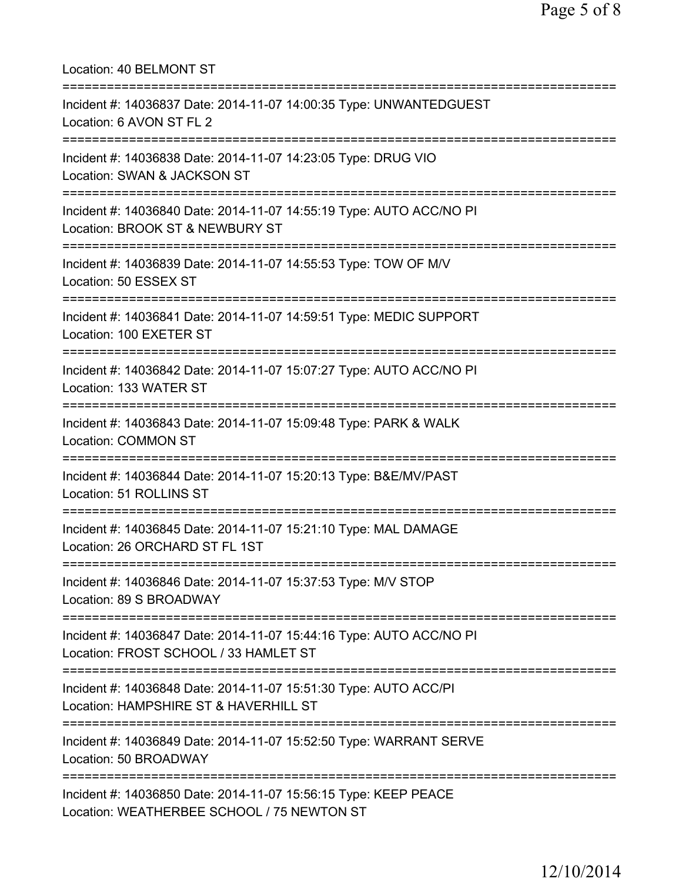Location: 40 BELMONT ST

===========================================================================

Incident #: 14036837 Date: 2014-11-07 14:00:35 Type: UNWANTEDGUEST
Location: 6 AVON ST FL 2

===========================================================================

Incident #: 14036838 Date: 2014-11-07 14:23:05 Type: DRUG VIO
Location: SWAN & JACKSON ST

===========================================================================

Incident #: 14036840 Date: 2014-11-07 14:55:19 Type: AUTO ACC/NO PI
Location: BROOK ST & NEWBURY ST

===========================================================================

Incident #: 14036839 Date: 2014-11-07 14:55:53 Type: TOW OF M/V
Location: 50 ESSEX ST

===========================================================================

Incident #: 14036841 Date: 2014-11-07 14:59:51 Type: MEDIC SUPPORT
Location: 100 EXETER ST

===========================================================================

Incident #: 14036842 Date: 2014-11-07 15:07:27 Type: AUTO ACC/NO PI
Location: 133 WATER ST

===========================================================================

Incident #: 14036843 Date: 2014-11-07 15:09:48 Type: PARK & WALK
Location: COMMON ST

===========================================================================

Incident #: 14036844 Date: 2014-11-07 15:20:13 Type: B&E/MV/PAST
Location: 51 ROLLINS ST

===========================================================================

Incident #: 14036845 Date: 2014-11-07 15:21:10 Type: MAL DAMAGE
Location: 26 ORCHARD ST FL 1ST

===========================================================================

Incident #: 14036846 Date: 2014-11-07 15:37:53 Type: M/V STOP
Location: 89 S BROADWAY

===========================================================================

Incident #: 14036847 Date: 2014-11-07 15:44:16 Type: AUTO ACC/NO PI
Location: FROST SCHOOL / 33 HAMLET ST

===========================================================================

Incident #: 14036848 Date: 2014-11-07 15:51:30 Type: AUTO ACC/PI
Location: HAMPSHIRE ST & HAVERHILL ST

===========================================================================

Incident #: 14036849 Date: 2014-11-07 15:52:50 Type: WARRANT SERVE
Location: 50 BROADWAY

===========================================================================

Incident #: 14036850 Date: 2014-11-07 15:56:15 Type: KEEP PEACE
Location: WEATHERBEE SCHOOL / 75 NEWTON ST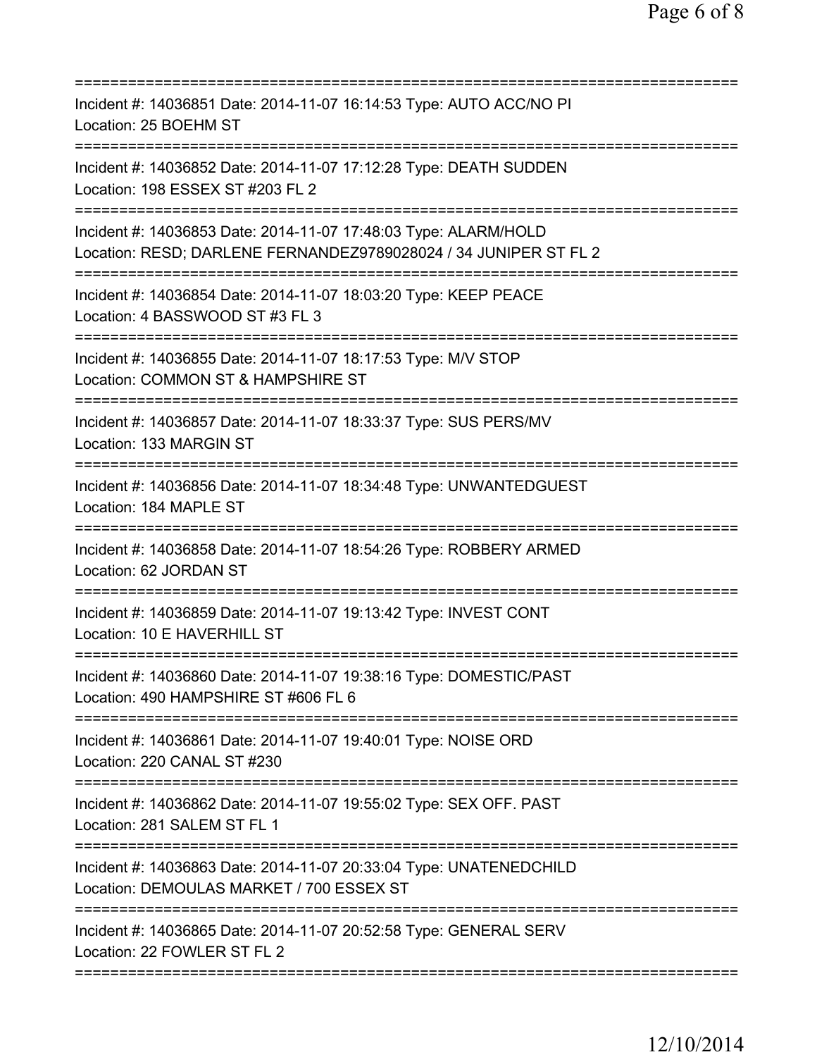===========================================================================

Incident #: 14036851 Date: 2014-11-07 16:14:53 Type: AUTO ACC/NO PI
Location: 25 BOEHM ST

===========================================================================

Incident #: 14036852 Date: 2014-11-07 17:12:28 Type: DEATH SUDDEN
Location: 198 ESSEX ST #203 FL 2

===========================================================================

Incident #: 14036853 Date: 2014-11-07 17:48:03 Type: ALARM/HOLD
Location: RESD; DARLENE FERNANDEZ9789028024 / 34 JUNIPER ST FL 2

===========================================================================

Incident #: 14036854 Date: 2014-11-07 18:03:20 Type: KEEP PEACE
Location: 4 BASSWOOD ST #3 FL 3

===========================================================================

Incident #: 14036855 Date: 2014-11-07 18:17:53 Type: M/V STOP
Location: COMMON ST & HAMPSHIRE ST

===========================================================================

Incident #: 14036857 Date: 2014-11-07 18:33:37 Type: SUS PERS/MV
Location: 133 MARGIN ST

===========================================================================

Incident #: 14036856 Date: 2014-11-07 18:34:48 Type: UNWANTEDGUEST
Location: 184 MAPLE ST

===========================================================================

Incident #: 14036858 Date: 2014-11-07 18:54:26 Type: ROBBERY ARMED
Location: 62 JORDAN ST

===========================================================================

Incident #: 14036859 Date: 2014-11-07 19:13:42 Type: INVEST CONT
Location: 10 E HAVERHILL ST

===========================================================================

Incident #: 14036860 Date: 2014-11-07 19:38:16 Type: DOMESTIC/PAST
Location: 490 HAMPSHIRE ST #606 FL 6

===========================================================================

Incident #: 14036861 Date: 2014-11-07 19:40:01 Type: NOISE ORD
Location: 220 CANAL ST #230

===========================================================================

Incident #: 14036862 Date: 2014-11-07 19:55:02 Type: SEX OFF. PAST
Location: 281 SALEM ST FL 1

===========================================================================

Incident #: 14036863 Date: 2014-11-07 20:33:04 Type: UNATENEDCHILD
Location: DEMOULAS MARKET / 700 ESSEX ST

===========================================================================

Incident #: 14036865 Date: 2014-11-07 20:52:58 Type: GENERAL SERV
Location: 22 FOWLER ST FL 2

===========================================================================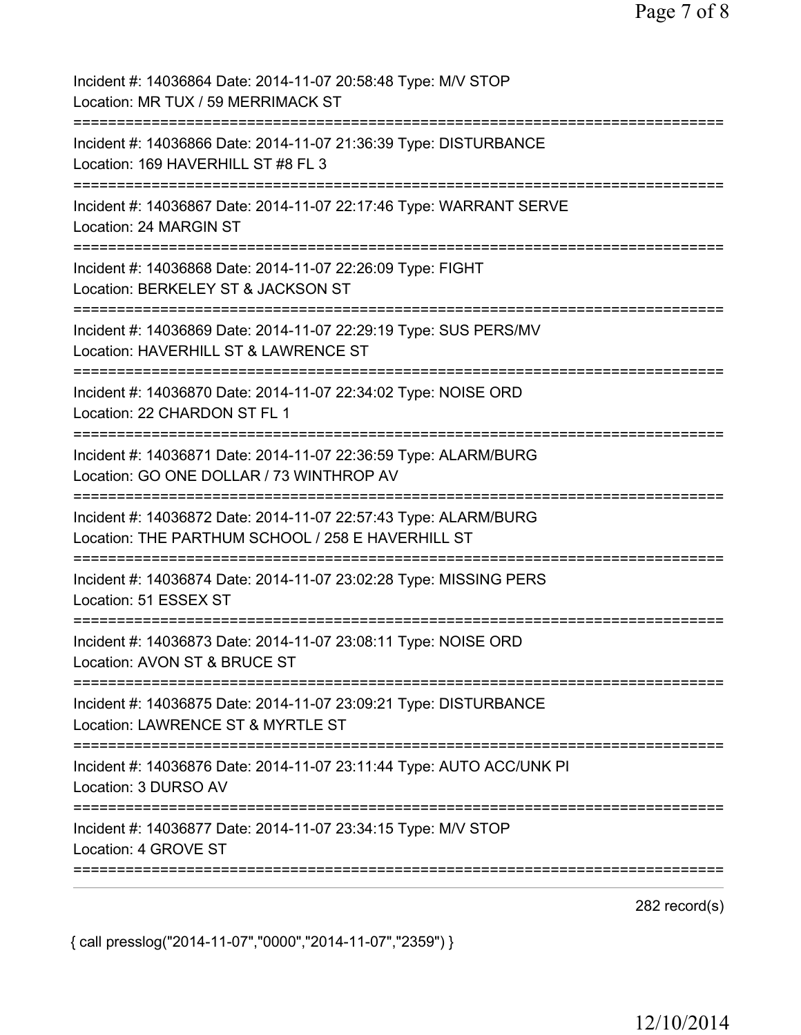Incident #: 14036864 Date: 2014-11-07 20:58:48 Type: M/V STOP
Location: MR TUX / 59 MERRIMACK ST

===========================================================================

Incident #: 14036866 Date: 2014-11-07 21:36:39 Type: DISTURBANCE
Location: 169 HAVERHILL ST #8 FL 3

===========================================================================

Incident #: 14036867 Date: 2014-11-07 22:17:46 Type: WARRANT SERVE
Location: 24 MARGIN ST

===========================================================================

Incident #: 14036868 Date: 2014-11-07 22:26:09 Type: FIGHT
Location: BERKELEY ST & JACKSON ST

===========================================================================

Incident #: 14036869 Date: 2014-11-07 22:29:19 Type: SUS PERS/MV
Location: HAVERHILL ST & LAWRENCE ST

===========================================================================

Incident #: 14036870 Date: 2014-11-07 22:34:02 Type: NOISE ORD
Location: 22 CHARDON ST FL 1

===========================================================================

Incident #: 14036871 Date: 2014-11-07 22:36:59 Type: ALARM/BURG
Location: GO ONE DOLLAR / 73 WINTHROP AV

===========================================================================

Incident #: 14036872 Date: 2014-11-07 22:57:43 Type: ALARM/BURG
Location: THE PARTHUM SCHOOL / 258 E HAVERHILL ST

===========================================================================

Incident #: 14036874 Date: 2014-11-07 23:02:28 Type: MISSING PERS
Location: 51 ESSEX ST

===========================================================================

Incident #: 14036873 Date: 2014-11-07 23:08:11 Type: NOISE ORD
Location: AVON ST & BRUCE ST

===========================================================================

Incident #: 14036875 Date: 2014-11-07 23:09:21 Type: DISTURBANCE
Location: LAWRENCE ST & MYRTLE ST

===========================================================================

Incident #: 14036876 Date: 2014-11-07 23:11:44 Type: AUTO ACC/UNK PI
Location: 3 DURSO AV

===========================================================================

Incident #: 14036877 Date: 2014-11-07 23:34:15 Type: M/V STOP
Location: 4 GROVE ST

===========================================================================

282 record(s)

{ call presslog("2014-11-07","0000","2014-11-07","2359") }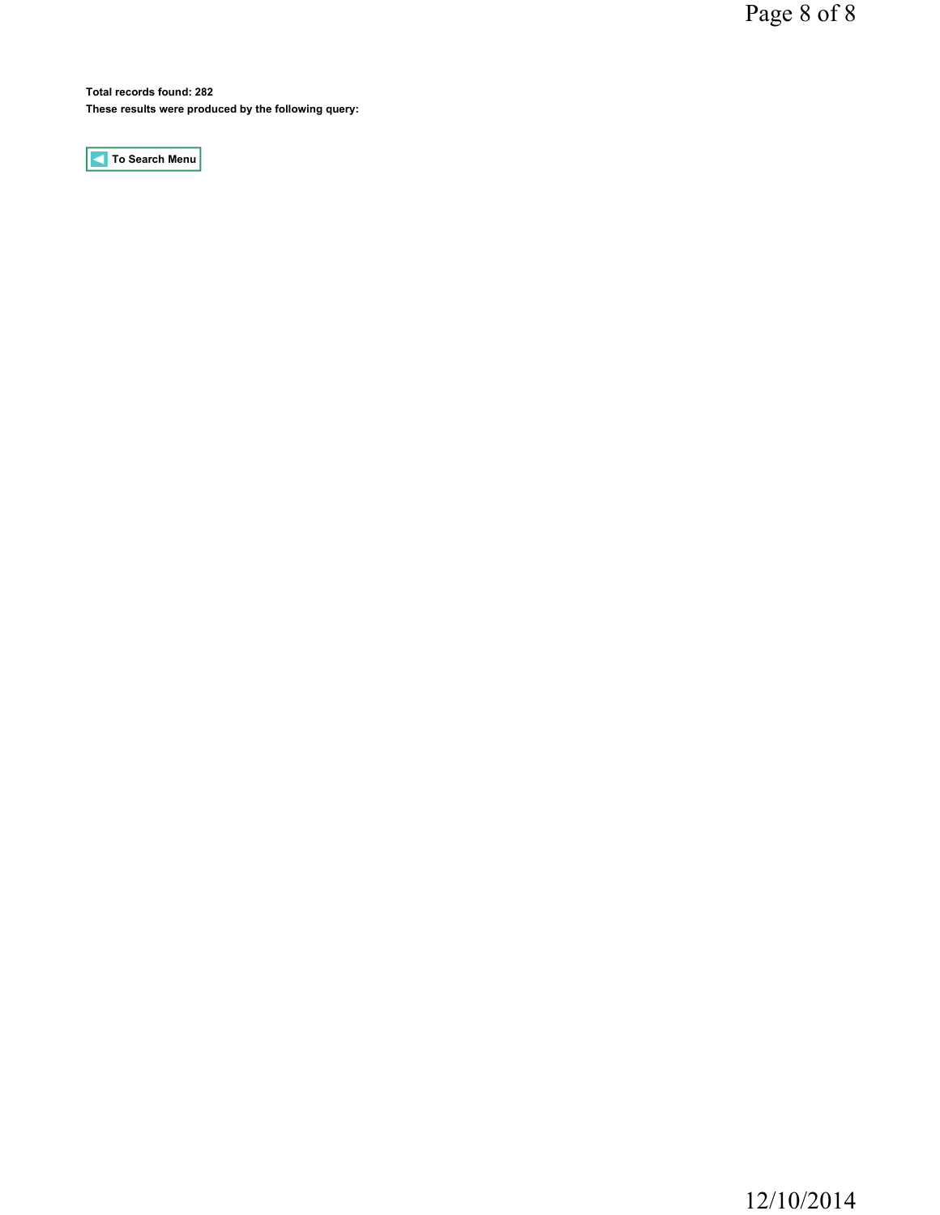**Total records found: 282**

**These results were produced by the following query:**

To Search Menu